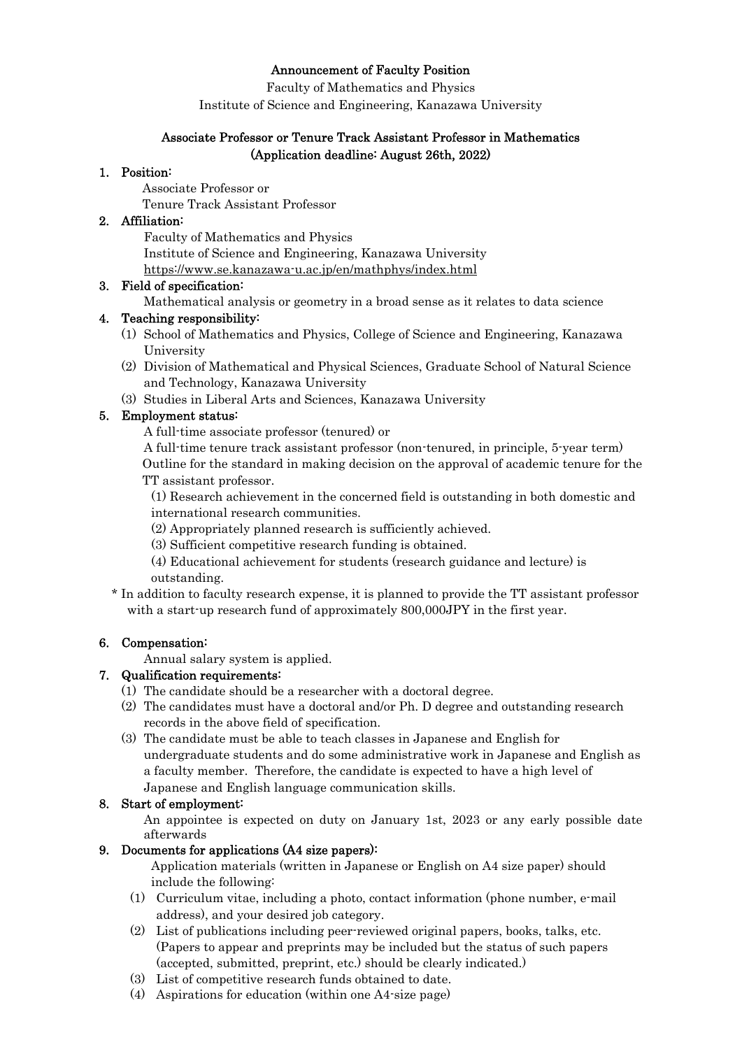# Announcement of Faculty Position

Faculty of Mathematics and Physics

Institute of Science and Engineering, Kanazawa University

## Associate Professor or Tenure Track Assistant Professor in Mathematics
## (Application deadline: August 26th, 2022)

### 1. Position:

Associate Professor or

Tenure Track Assistant Professor

### 2. Affiliation:

Faculty of Mathematics and Physics

Institute of Science and Engineering, Kanazawa University

https://www.se.kanazawa-u.ac.jp/en/mathphys/index.html

### 3. Field of specification:

Mathematical analysis or geometry in a broad sense as it relates to data science

### 4. Teaching responsibility:

(1) School of Mathematics and Physics, College of Science and Engineering, Kanazawa University

(2) Division of Mathematical and Physical Sciences, Graduate School of Natural Science and Technology, Kanazawa University

(3) Studies in Liberal Arts and Sciences, Kanazawa University

### 5. Employment status:

A full-time associate professor (tenured) or

A full-time tenure track assistant professor (non-tenured, in principle, 5-year term)

Outline for the standard in making decision on the approval of academic tenure for the TT assistant professor.

(1) Research achievement in the concerned field is outstanding in both domestic and international research communities.

(2) Appropriately planned research is sufficiently achieved.

(3) Sufficient competitive research funding is obtained.

(4) Educational achievement for students (research guidance and lecture) is outstanding.

\* In addition to faculty research expense, it is planned to provide the TT assistant professor with a start-up research fund of approximately 800,000JPY in the first year.

### 6. Compensation:

Annual salary system is applied.

### 7. Qualification requirements:

(1) The candidate should be a researcher with a doctoral degree.

(2) The candidates must have a doctoral and/or Ph. D degree and outstanding research records in the above field of specification.

(3) The candidate must be able to teach classes in Japanese and English for undergraduate students and do some administrative work in Japanese and English as a faculty member. Therefore, the candidate is expected to have a high level of Japanese and English language communication skills.

### 8. Start of employment:

An appointee is expected on duty on January 1st, 2023 or any early possible date afterwards

### 9. Documents for applications (A4 size papers):

Application materials (written in Japanese or English on A4 size paper) should include the following:

(1) Curriculum vitae, including a photo, contact information (phone number, e-mail address), and your desired job category.

(2) List of publications including peer-reviewed original papers, books, talks, etc. (Papers to appear and preprints may be included but the status of such papers (accepted, submitted, preprint, etc.) should be clearly indicated.)

(3) List of competitive research funds obtained to date.

(4) Aspirations for education (within one A4-size page)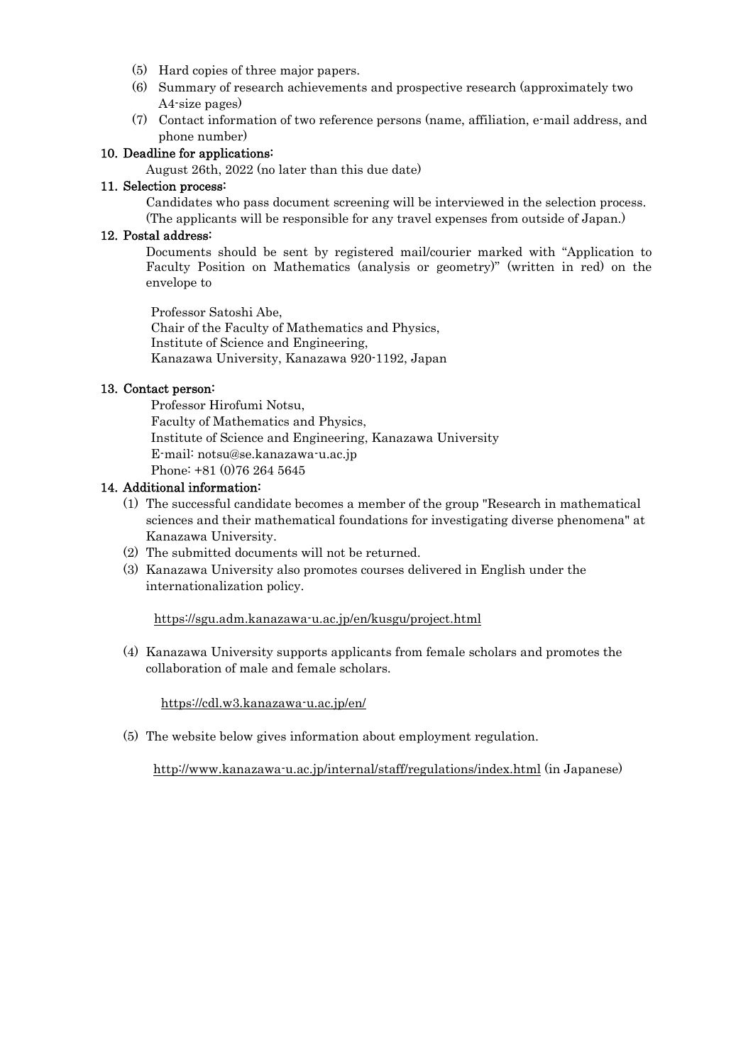(5) Hard copies of three major papers.

(6) Summary of research achievements and prospective research (approximately two A4-size pages)

(7) Contact information of two reference persons (name, affiliation, e-mail address, and phone number)

**10. Deadline for applications:**

August 26th, 2022 (no later than this due date)

**11. Selection process:**

Candidates who pass document screening will be interviewed in the selection process. (The applicants will be responsible for any travel expenses from outside of Japan.)

**12. Postal address:**

Documents should be sent by registered mail/courier marked with "Application to Faculty Position on Mathematics (analysis or geometry)" (written in red) on the envelope to

Professor Satoshi Abe,
Chair of the Faculty of Mathematics and Physics,
Institute of Science and Engineering,
Kanazawa University, Kanazawa 920-1192, Japan

**13. Contact person:**

Professor Hirofumi Notsu,
Faculty of Mathematics and Physics,
Institute of Science and Engineering, Kanazawa University
E-mail: notsu@se.kanazawa-u.ac.jp
Phone: +81 (0)76 264 5645

**14. Additional information:**

(1) The successful candidate becomes a member of the group "Research in mathematical sciences and their mathematical foundations for investigating diverse phenomena" at Kanazawa University.

(2) The submitted documents will not be returned.

(3) Kanazawa University also promotes courses delivered in English under the internationalization policy.

https://sgu.adm.kanazawa-u.ac.jp/en/kusgu/project.html

(4) Kanazawa University supports applicants from female scholars and promotes the collaboration of male and female scholars.

https://cdl.w3.kanazawa-u.ac.jp/en/

(5) The website below gives information about employment regulation.

http://www.kanazawa-u.ac.jp/internal/staff/regulations/index.html (in Japanese)